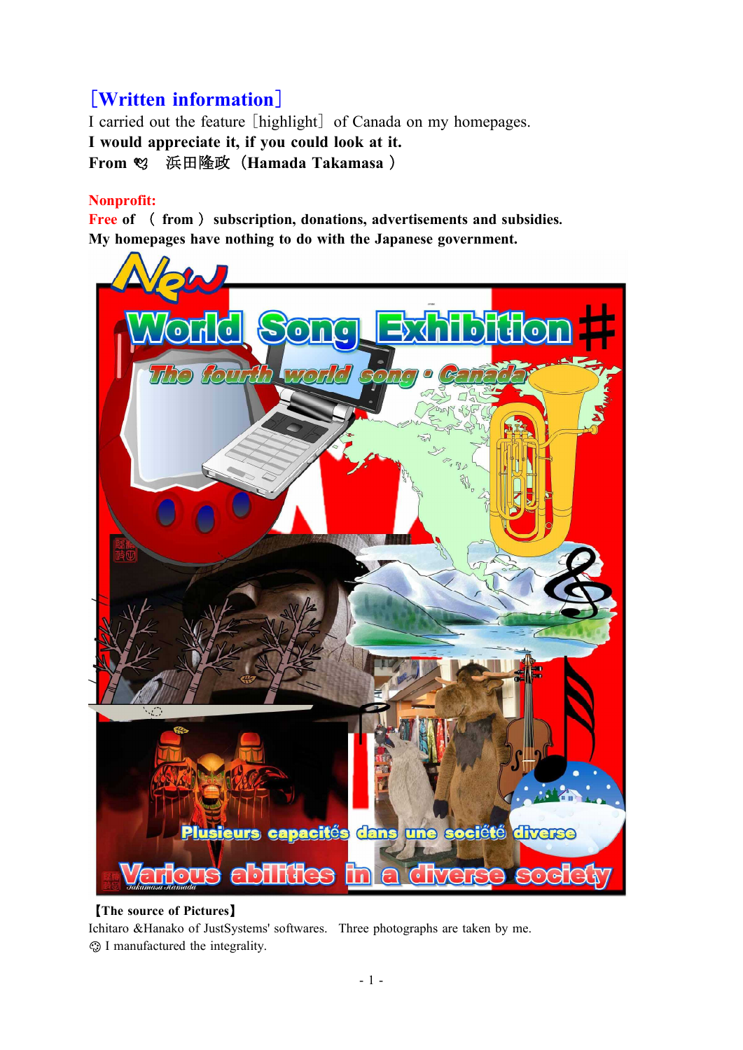［Written information］

I carried out the feature［highlight］ of Canada on my homepages.

**I would appreciate it, if you could look at it.**

**From** 浜田隆政（**Hamada Takamasa**）

**Nonprofit:**

**Free of （ from ） subscription, donations, advertisements and subsidies.**

**My homepages have nothing to do with the Japanese government.**

**【The source of Pictures】**

Ichitaro &Hanako of JustSystems' softwares. Three photographs are taken by me.

I manufactured the integrality.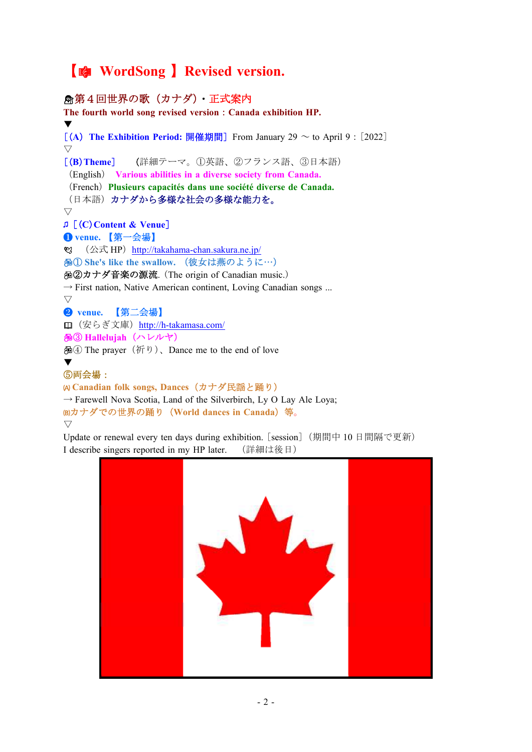# 【 WordSong 】Revised version.

第４回世界の歌（カナダ）・正式案内

**The fourth world song revised version：Canada exhibition HP.**

▼

［(A) **The Exhibition Period: 開催期間**］From January 29 〜 to April 9：［2022］

▽

［(B) **Theme**］　（詳細テーマ。①英語、②フランス語、③日本語）

（English） **Various abilities in a diverse society from Canada.**

（French） **Plusieurs capacités dans une société diverse de Canada.**

（日本語） カナダから多様な社会の多様な能力を。

▽

♫［(C) **Content & Venue**］

❶ **venue.** 【第一会場】

（公式 HP） http://takahama-chan.sakura.ne.jp/

① **She's like the swallow.** （彼女は燕のように…）

②カナダ音楽の源流.（The origin of Canadian music.）

→ First nation, Native American continent, Loving Canadian songs ...

▽

❷ **venue.** 【第二会場】

（安らぎ文庫） http://h-takamasa.com/

③ **Hallelujah**（ハレルヤ）

④ The prayer（祈り）、Dance me to the end of love

▼

⑤両会場：

(A) **Canadian folk songs, Dances**（カナダ民謡と踊り）

→ Farewell Nova Scotia, Land of the Silverbirch, Ly O Lay Ale Loya;

(B)カナダでの世界の踊り（**World dances in Canada**）等。

▽

Update or renewal every ten days during exhibition.［session］（期間中 10 日間隔で更新）

I describe singers reported in my HP later.　（詳細は後日）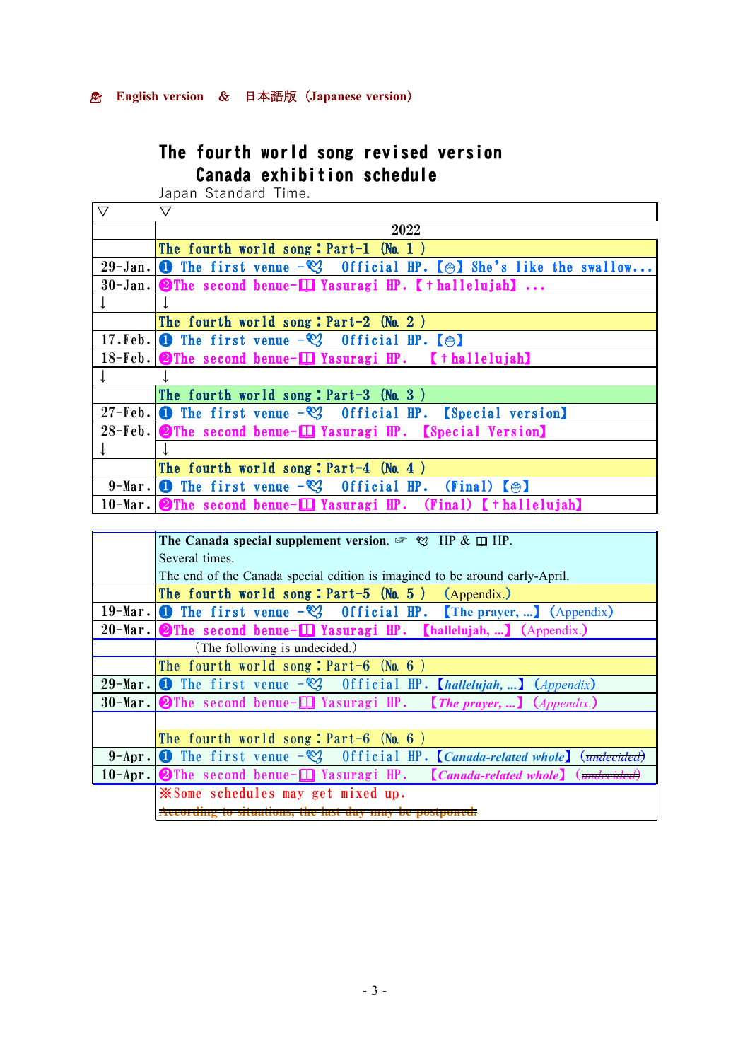English version　&　日本語版（Japanese version）

# The fourth world song revised version
## Canada exhibition schedule

Japan Standard Time.

| ▽ | ▽ |
|---|---|
| | 2022 |
| | The fourth world song：Part-1 (№ 1 ) |
| 29-Jan. | ❶ The first venue - Official HP.【】She's like the swallow... |
| 30-Jan. | ❷The second benue- Yasuragi HP.【†hallelujah】... |
| ↓ | ↓ |
| | The fourth world song：Part-2 (№ 2 ) |
| 17.Feb. | ❶ The first venue - Official HP.【】 |
| 18-Feb. | ❷The second benue- Yasuragi HP. 【†hallelujah】 |
| ↓ | ↓ |
| | The fourth world song：Part-3 (№ 3 ) |
| 27-Feb. | ❶ The first venue - Official HP. 【Special version】 |
| 28-Feb. | ❷The second benue- Yasuragi HP. 【Special Version】 |
| ↓ | ↓ |
| | The fourth world song：Part-4 (№ 4 ) |
| 9-Mar. | ❶ The first venue - Official HP. (Final)【】 |
| 10-Mar. | ❷The second benue- Yasuragi HP. (Final)【†hallelujah】 |

| | |
|---|---|
| | **The Canada special supplement version.** ☞ HP & HP.<br>Several times.<br>The end of the Canada special edition is imagined to be around early-April. |
| | The fourth world song：Part-5 (№ 5 ) (Appendix.) |
| 19-Mar. | ❶ The first venue - Official HP. 【The prayer, ...】 (Appendix) |
| 20-Mar. | ❷The second benue- Yasuragi HP. 【hallelujah, ...】 (Appendix.) |
| | (~~The following is undecided.~~) |
| | The fourth world song：Part-6 (№ 6 ) |
| 29-Mar. | ❶ The first venue - Official HP.【*hallelujah, ...*】 (*Appendix*) |
| 30-Mar. | ❷The second benue- Yasuragi HP. 【*The prayer, ...*】 (*Appendix.*) |
| | |
| | The fourth world song：Part-6 (№ 6 ) |
| 9-Apr. | ❶ The first venue - Official HP.【*Canada-related whole*】 (~~*undecided*~~) |
| 10-Apr. | ❷The second benue- Yasuragi HP. 【*Canada-related whole*】 (~~*undecided*~~) |
| | ※Some schedules may get mixed up.<br>~~According to situations, the last day may be postponed.~~ |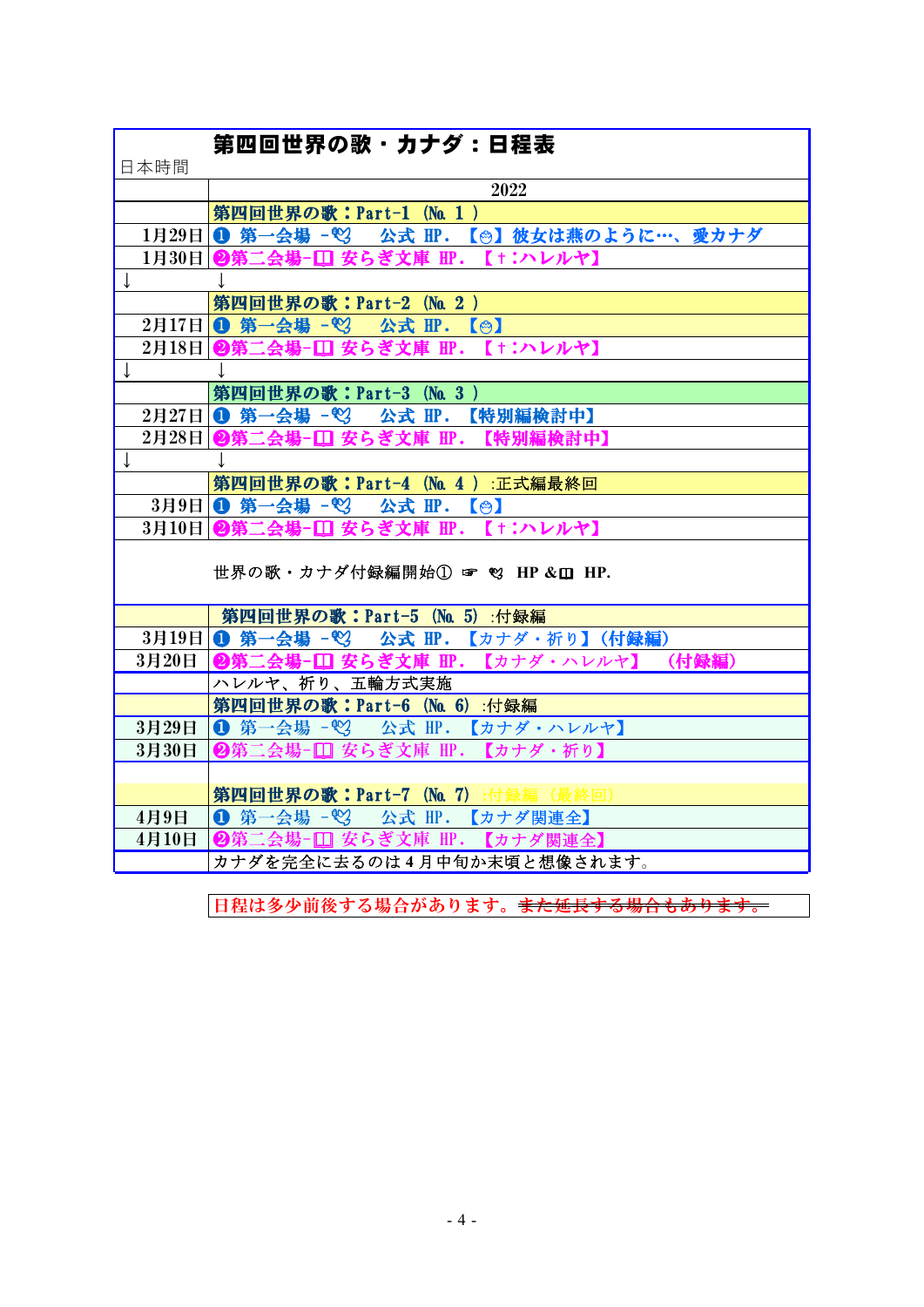# 第四回世界の歌・カナダ：日程表

| 日本時間 | |
|---|---|
| | 2022 |
| | 第四回世界の歌：Part-1 (No. 1 ) |
| 1月29日 | ❶ 第一会場 -🎕 公式 HP. 【😊】彼女は燕のように…、愛カナダ |
| 1月30日 | ❷第二会場-📖 安らぎ文庫 HP. 【†:ハレルヤ】 |
| ↓ | ↓ |
| | 第四回世界の歌：Part-2 (No. 2 ) |
| 2月17日 | ❶ 第一会場 -🎕 公式 HP. 【😊】 |
| 2月18日 | ❷第二会場-📖 安らぎ文庫 HP. 【†:ハレルヤ】 |
| ↓ | ↓ |
| | 第四回世界の歌：Part-3 (No. 3 ) |
| 2月27日 | ❶ 第一会場 -🎕 公式 HP. 【特別編検討中】 |
| 2月28日 | ❷第二会場-📖 安らぎ文庫 HP. 【特別編検討中】 |
| ↓ | ↓ |
| | 第四回世界の歌：Part-4 (No. 4 ) :正式編最終回 |
| 3月9日 | ❶ 第一会場 -🎕 公式 HP. 【😊】 |
| 3月10日 | ❷第二会場-📖 安らぎ文庫 HP. 【†:ハレルヤ】 |
| | 世界の歌・カナダ付録編開始① ☞ 🎕 HP &📖 HP. |
| | 第四回世界の歌：Part-5 (No. 5) :付録編 |
| 3月19日 | ❶ 第一会場 -🎕 公式 HP. 【カナダ・祈り】(付録編) |
| 3月20日 | ❷第二会場-📖 安らぎ文庫 HP. 【カナダ・ハレルヤ】 (付録編) |
| | ハレルヤ、祈り、五輪方式実施 |
| | 第四回世界の歌：Part-6 (No. 6) :付録編 |
| 3月29日 | ❶ 第一会場 -🎕 公式 HP. 【カナダ・ハレルヤ】 |
| 3月30日 | ❷第二会場-📖 安らぎ文庫 HP. 【カナダ・祈り】 |
| | |
| | 第四回世界の歌：Part-7 (No. 7) :付録編 (最終回) |
| 4月9日 | ❶ 第一会場 -🎕 公式 HP. 【カナダ関連全】 |
| 4月10日 | ❷第二会場-📖 安らぎ文庫 HP. 【カナダ関連全】 |
| | カナダを完全に去るのは4月中旬か末頃と想像されます。 |

日程は多少前後する場合があります。~~また延長する場合もあります。~~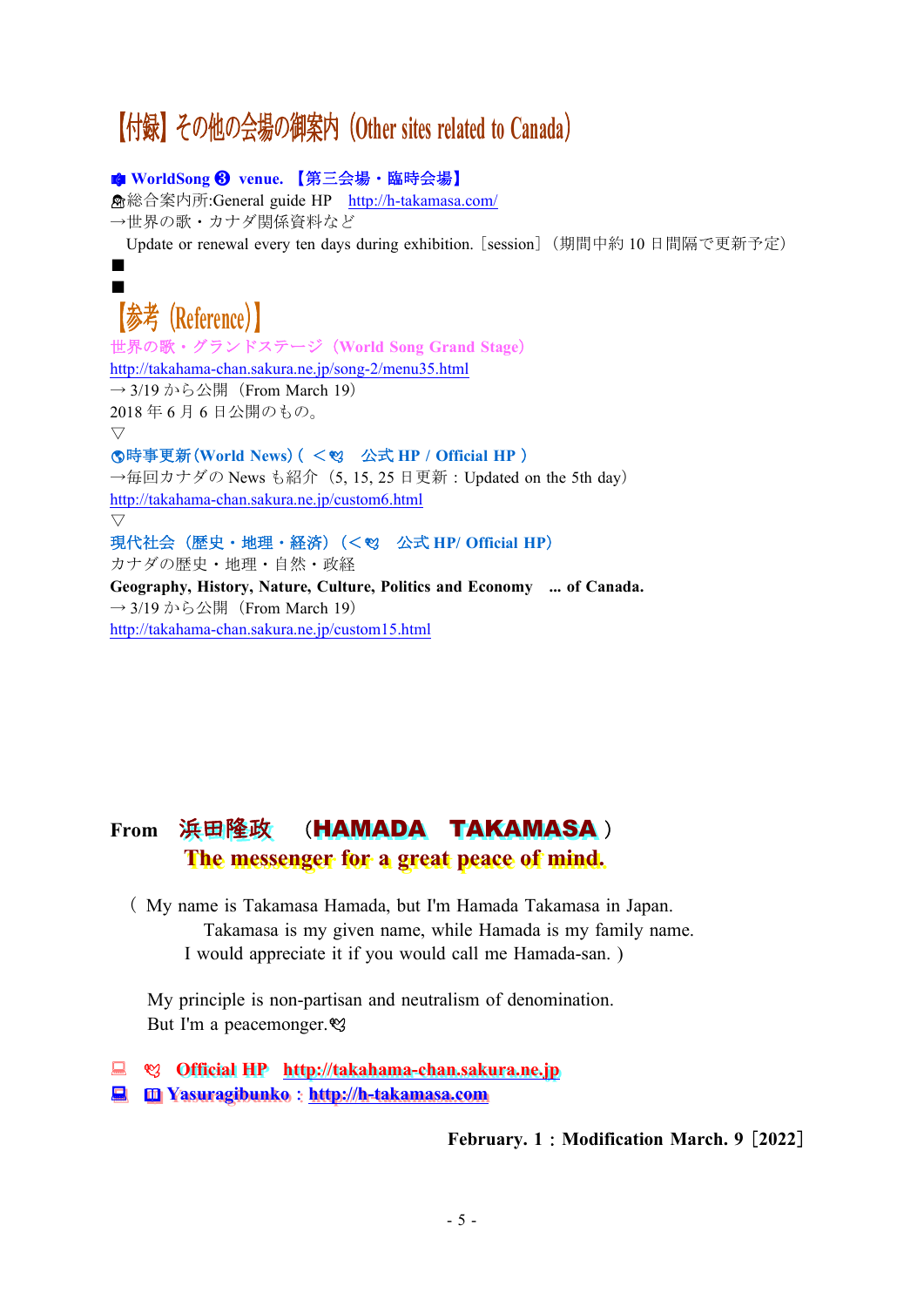# 【付録】その他の会場の御案内（Other sites related to Canada）

**WorldSong ❸ venue. 【第三会場・臨時会場】**

総合案内所:General guide HP　http://h-takamasa.com/

→世界の歌・カナダ関係資料など

Update or renewal every ten days during exhibition.［session］（期間中約 10 日間隔で更新予定）

■

■

# 【参考（Reference）】

世界の歌・グランドステージ（World Song Grand Stage）

http://takahama-chan.sakura.ne.jp/song-2/menu35.html

→ 3/19 から公開（From March 19）

2018 年 6 月 6 日公開のもの。

▽

**時事更新（World News）( ＜　公式 HP / Official HP ）**

→毎回カナダの News も紹介（5, 15, 25 日更新：Updated on the 5th day）

http://takahama-chan.sakura.ne.jp/custom6.html

▽

**現代社会（歴史・地理・経済）（＜　公式 HP/ Official HP）**

カナダの歴史・地理・自然・政経

**Geography, History, Nature, Culture, Politics and Economy　... of Canada.**

→ 3/19 から公開（From March 19）

http://takahama-chan.sakura.ne.jp/custom15.html

**From　浜田隆政　（HAMADA　TAKAMASA ）**
**The messenger for a great peace of mind.**

（ My name is Takamasa Hamada, but I'm Hamada Takamasa in Japan.
Takamasa is my given name, while Hamada is my family name.
I would appreciate it if you would call me Hamada-san. )

My principle is non-partisan and neutralism of denomination.
But I'm a peacemonger.

**Official HP　http://takahama-chan.sakura.ne.jp**

**Yasuragibunko：http://h-takamasa.com**

**February. 1：Modification March. 9［2022］**